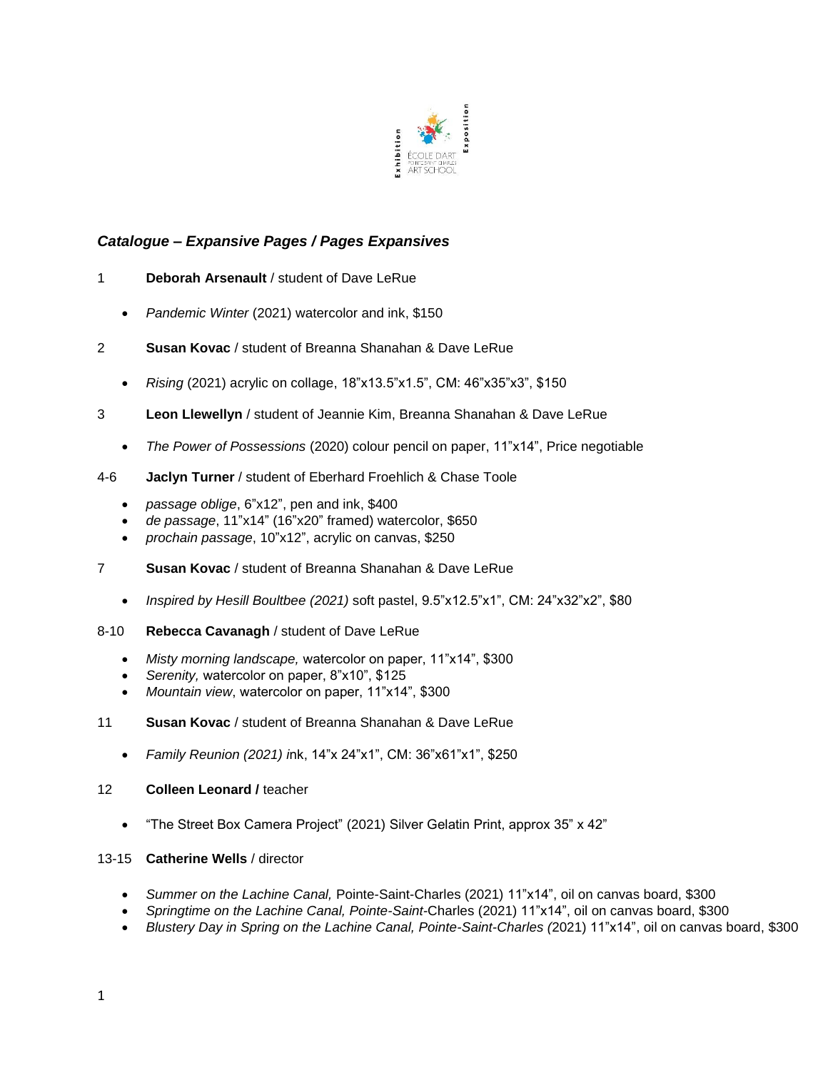Exhibition ÉCOLE DART POINTE-SAINT-CHARLES ART SCHOOL Exposition

***Catalogue – Expansive Pages / Pages Expansives***

1 **Deborah Arsenault** / student of Dave LeRue

- *Pandemic Winter* (2021) watercolor and ink, $150

2 **Susan Kovac** / student of Breanna Shanahan & Dave LeRue

- *Rising* (2021) acrylic on collage, 18"x13.5"x1.5", CM: 46"x35"x3", $150

3 **Leon Llewellyn** / student of Jeannie Kim, Breanna Shanahan & Dave LeRue

- *The Power of Possessions* (2020) colour pencil on paper, 11"x14", Price negotiable

4-6 **Jaclyn Turner** / student of Eberhard Froehlich & Chase Toole

- *passage oblige*, 6"x12", pen and ink, $400
- *de passage*, 11"x14" (16"x20" framed) watercolor, $650
- *prochain passage*, 10"x12", acrylic on canvas, $250

7 **Susan Kovac** / student of Breanna Shanahan & Dave LeRue

- *Inspired by Hesill Boultbee (2021)* soft pastel, 9.5"x12.5"x1", CM: 24"x32"x2", $80

8-10 **Rebecca Cavanagh** / student of Dave LeRue

- *Misty morning landscape,* watercolor on paper, 11"x14", $300
- *Serenity,* watercolor on paper, 8"x10", $125
- *Mountain view*, watercolor on paper, 11"x14", $300

11 **Susan Kovac** / student of Breanna Shanahan & Dave LeRue

- *Family Reunion (2021) i*nk, 14"x 24"x1", CM: 36"x61"x1", $250

12 **Colleen Leonard /** teacher

- "The Street Box Camera Project" (2021) Silver Gelatin Print, approx 35" x 42"

13-15 **Catherine Wells** / director

- *Summer on the Lachine Canal,* Pointe-Saint-Charles (2021) 11"x14", oil on canvas board, $300
- *Springtime on the Lachine Canal, Pointe-Saint-*Charles (2021) 11"x14", oil on canvas board, $300
- *Blustery Day in Spring on the Lachine Canal, Pointe-Saint-Charles (*2021) 11"x14", oil on canvas board, $300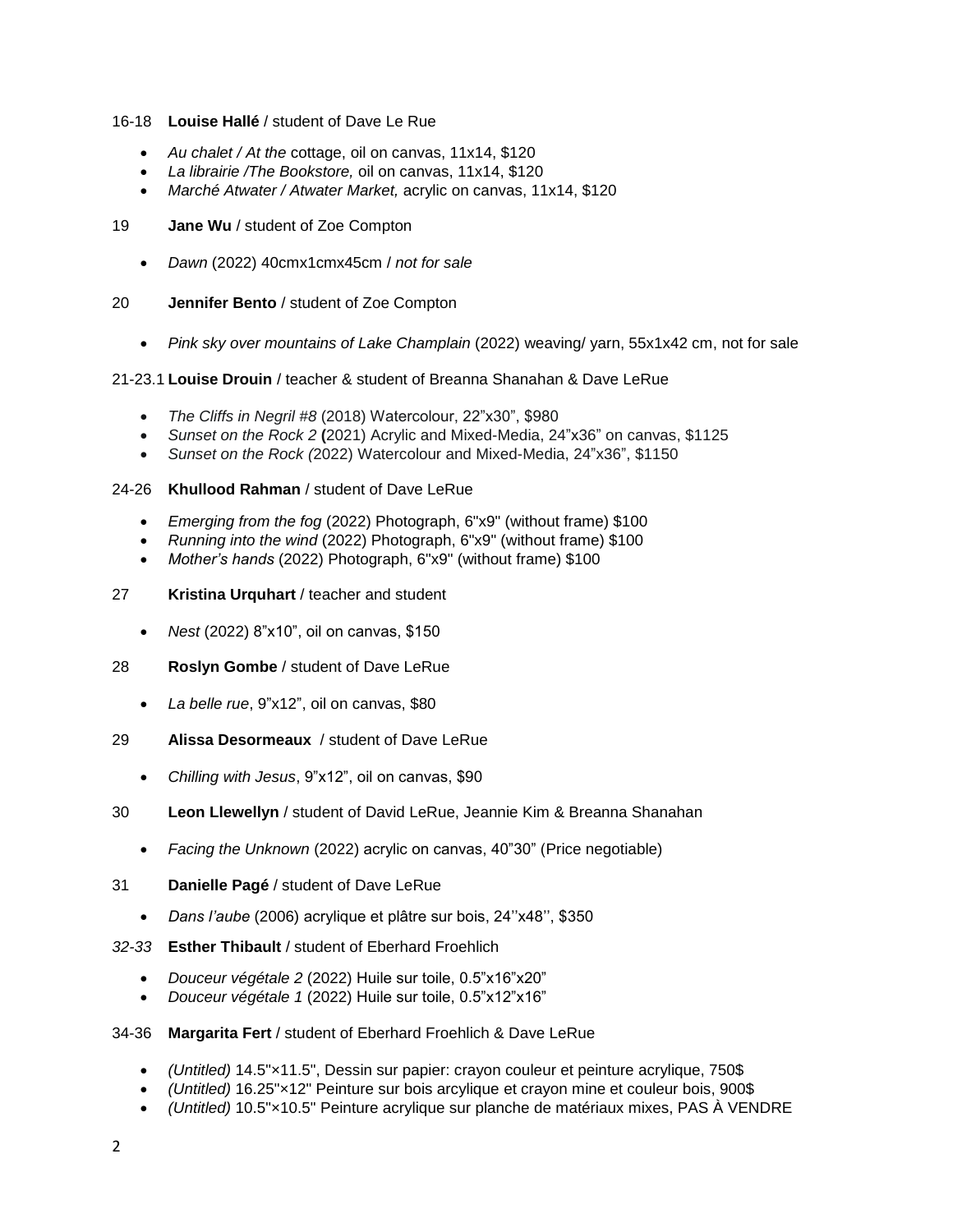16-18 **Louise Hallé** / student of Dave Le Rue

- *Au chalet / At the* cottage, oil on canvas, 11x14, $120
- *La librairie /The Bookstore,* oil on canvas, 11x14, $120
- *Marché Atwater / Atwater Market,* acrylic on canvas, 11x14, $120

19 **Jane Wu** / student of Zoe Compton

- *Dawn* (2022) 40cmx1cmx45cm / *not for sale*

20 **Jennifer Bento** / student of Zoe Compton

- *Pink sky over mountains of Lake Champlain* (2022) weaving/ yarn, 55x1x42 cm, not for sale

21-23.1 **Louise Drouin** / teacher & student of Breanna Shanahan & Dave LeRue

- *The Cliffs in Negril #8* (2018) Watercolour, 22"x30", $980
- *Sunset on the Rock 2* **(**2021) Acrylic and Mixed-Media, 24"x36" on canvas, $1125
- *Sunset on the Rock (*2022) Watercolour and Mixed-Media, 24"x36", $1150

24-26 **Khullood Rahman** / student of Dave LeRue

- *Emerging from the fog* (2022) Photograph, 6"x9" (without frame) $100
- *Running into the wind* (2022) Photograph, 6"x9" (without frame) $100
- *Mother's hands* (2022) Photograph, 6"x9" (without frame) $100

27 **Kristina Urquhart** / teacher and student

- *Nest* (2022) 8"x10", oil on canvas, $150

28 **Roslyn Gombe** / student of Dave LeRue

- *La belle rue*, 9"x12", oil on canvas, $80

29 **Alissa Desormeaux** / student of Dave LeRue

- *Chilling with Jesus*, 9"x12", oil on canvas, $90

30 **Leon Llewellyn** / student of David LeRue, Jeannie Kim & Breanna Shanahan

- *Facing the Unknown* (2022) acrylic on canvas, 40"30" (Price negotiable)

31 **Danielle Pagé** / student of Dave LeRue

- *Dans l'aube* (2006) acrylique et plâtre sur bois, 24''x48'', $350

*32-33* **Esther Thibault** / student of Eberhard Froehlich

- *Douceur végétale 2* (2022) Huile sur toile, 0.5"x16"x20"
- *Douceur végétale 1* (2022) Huile sur toile, 0.5"x12"x16"

34-36 **Margarita Fert** / student of Eberhard Froehlich & Dave LeRue

- *(Untitled)* 14.5"×11.5", Dessin sur papier: crayon couleur et peinture acrylique, 750$
- *(Untitled)* 16.25"×12" Peinture sur bois arcylique et crayon mine et couleur bois, 900$
- *(Untitled)* 10.5"×10.5" Peinture acrylique sur planche de matériaux mixes, PAS À VENDRE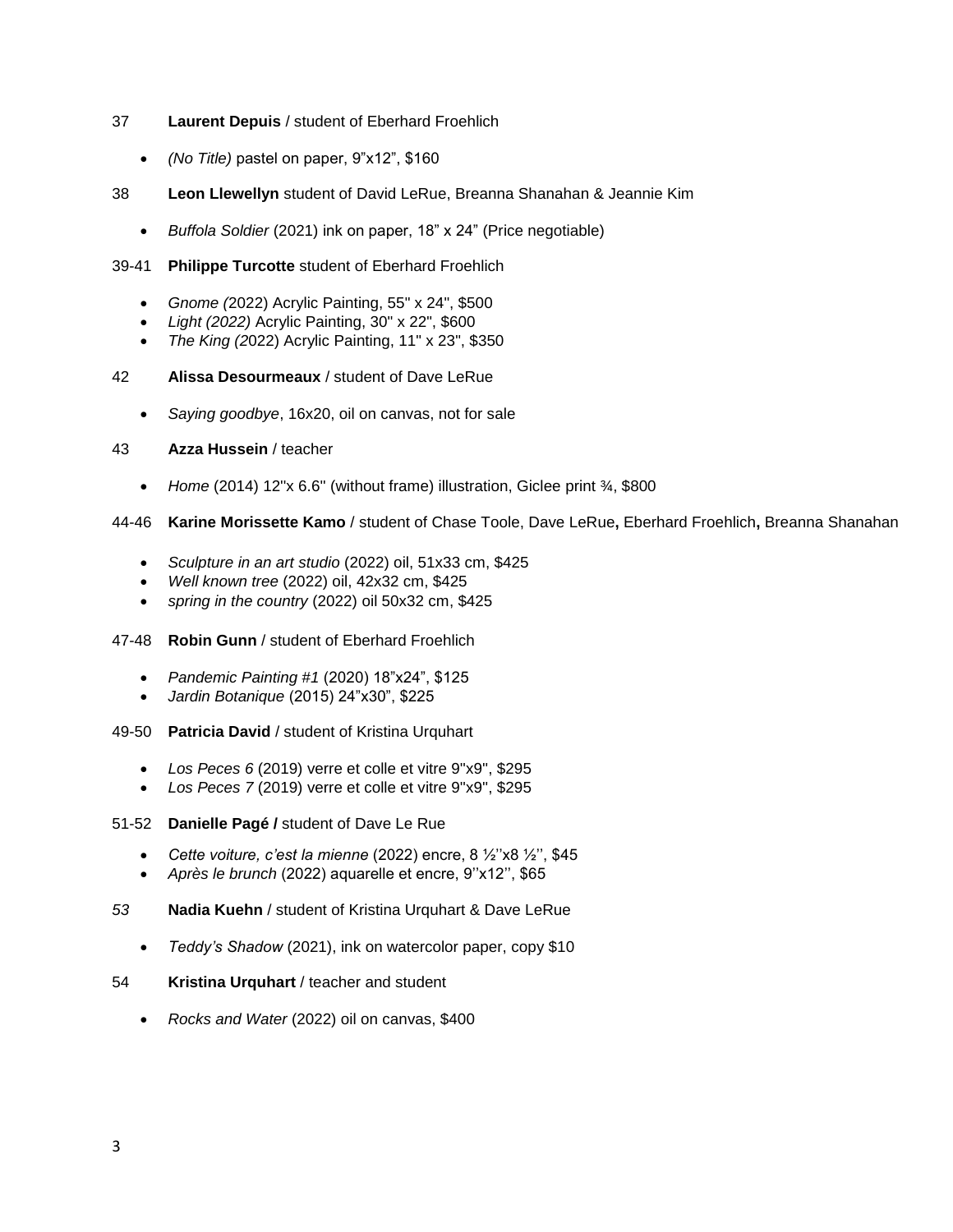37 **Laurent Depuis** / student of Eberhard Froehlich

- *(No Title)* pastel on paper, 9”x12”, $160

38 **Leon Llewellyn** student of David LeRue, Breanna Shanahan & Jeannie Kim

- *Buffola Soldier* (2021) ink on paper, 18” x 24” (Price negotiable)

39-41 **Philippe Turcotte** student of Eberhard Froehlich

- *Gnome (*2022) Acrylic Painting, 55" x 24", $500
- *Light (2022)* Acrylic Painting, 30" x 22", $600
- *The King (2*022) Acrylic Painting, 11" x 23", $350

42 **Alissa Desourmeaux** / student of Dave LeRue

- *Saying goodbye*, 16x20, oil on canvas, not for sale

43 **Azza Hussein** / teacher

- *Home* (2014) 12"x 6.6" (without frame) illustration, Giclee print ¾, $800

44-46 **Karine Morissette Kamo** / student of Chase Toole, Dave LeRue**,** Eberhard Froehlich**,** Breanna Shanahan

- *Sculpture in an art studio* (2022) oil, 51x33 cm, $425
- *Well known tree* (2022) oil, 42x32 cm, $425
- *spring in the country* (2022) oil 50x32 cm, $425

47-48 **Robin Gunn** / student of Eberhard Froehlich

- *Pandemic Painting #1* (2020) 18”x24”, $125
- *Jardin Botanique* (2015) 24”x30”, $225

49-50 **Patricia David** / student of Kristina Urquhart

- *Los Peces 6* (2019) verre et colle et vitre 9"x9", $295
- *Los Peces 7* (2019) verre et colle et vitre 9"x9", $295

51-52 **Danielle Pagé /** student of Dave Le Rue

- *Cette voiture, c’est la mienne* (2022) encre, 8 ½’’x8 ½’’, $45
- *Après le brunch* (2022) aquarelle et encre, 9’’x12’’, $65

*53* **Nadia Kuehn** / student of Kristina Urquhart & Dave LeRue

- *Teddy’s Shadow* (2021), ink on watercolor paper, copy $10

54 **Kristina Urquhart** / teacher and student

- *Rocks and Water* (2022) oil on canvas, $400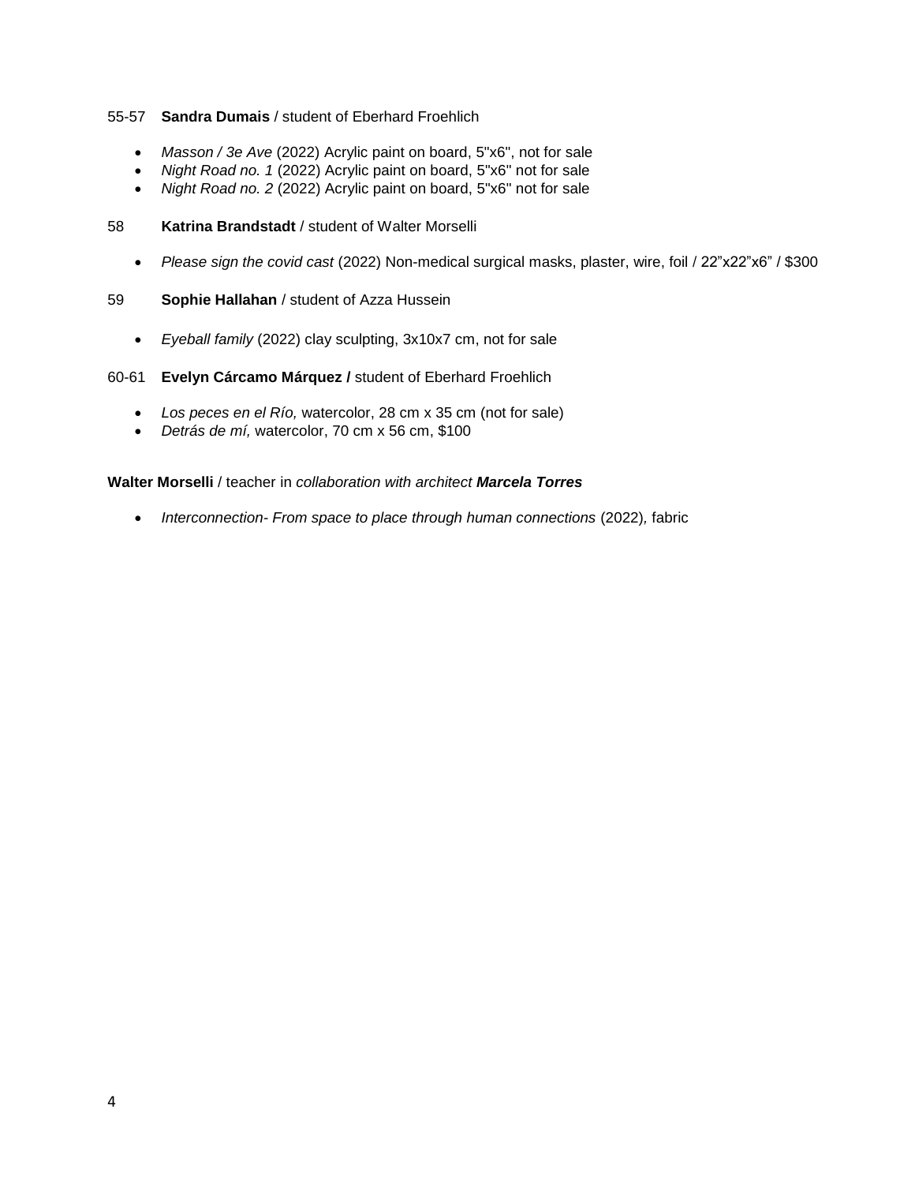55-57 **Sandra Dumais** / student of Eberhard Froehlich

- *Masson / 3e Ave* (2022) Acrylic paint on board, 5"x6", not for sale
- *Night Road no. 1* (2022) Acrylic paint on board, 5"x6" not for sale
- *Night Road no. 2* (2022) Acrylic paint on board, 5"x6" not for sale

58 **Katrina Brandstadt** / student of Walter Morselli

- *Please sign the covid cast* (2022) Non-medical surgical masks, plaster, wire, foil / 22"x22"x6" / $300

59 **Sophie Hallahan** / student of Azza Hussein

- *Eyeball family* (2022) clay sculpting, 3x10x7 cm, not for sale

60-61 **Evelyn Cárcamo Márquez /** student of Eberhard Froehlich

- *Los peces en el Río,* watercolor, 28 cm x 35 cm (not for sale)
- *Detrás de mí,* watercolor, 70 cm x 56 cm, $100

**Walter Morselli** / teacher in *collaboration with architect **Marcela Torres***

- *Interconnection- From space to place through human connections* (2022)*,* fabric